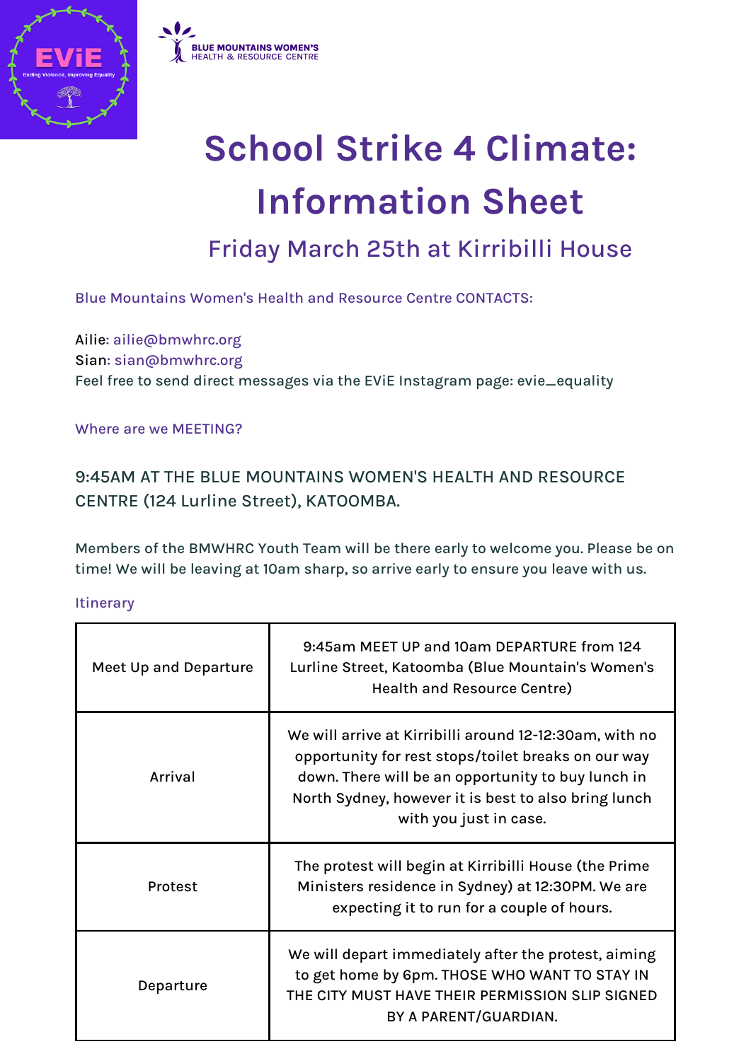# School Strike 4 Climate: Information Sheet

## Friday March 25th at Kirribilli House

Blue Mountains Women's Health and Resource Centre CONTACTS:

Ailie: ailie@bmwhrc.org
Sian: sian@bmwhrc.org
Feel free to send direct messages via the EViE Instagram page: evie_equality

Where are we MEETING?

9:45AM AT THE BLUE MOUNTAINS WOMEN'S HEALTH AND RESOURCE CENTRE (124 Lurline Street), KATOOMBA.

Members of the BMWHRC Youth Team will be there early to welcome you. Please be on time! We will be leaving at 10am sharp, so arrive early to ensure you leave with us.

Itinerary

| | |
|---|---|
| Meet Up and Departure | 9:45am MEET UP and 10am DEPARTURE from 124 Lurline Street, Katoomba (Blue Mountain's Women's Health and Resource Centre) |
| Arrival | We will arrive at Kirribilli around 12-12:30am, with no opportunity for rest stops/toilet breaks on our way down. There will be an opportunity to buy lunch in North Sydney, however it is best to also bring lunch with you just in case. |
| Protest | The protest will begin at Kirribilli House (the Prime Ministers residence in Sydney) at 12:30PM. We are expecting it to run for a couple of hours. |
| Departure | We will depart immediately after the protest, aiming to get home by 6pm. THOSE WHO WANT TO STAY IN THE CITY MUST HAVE THEIR PERMISSION SLIP SIGNED BY A PARENT/GUARDIAN. |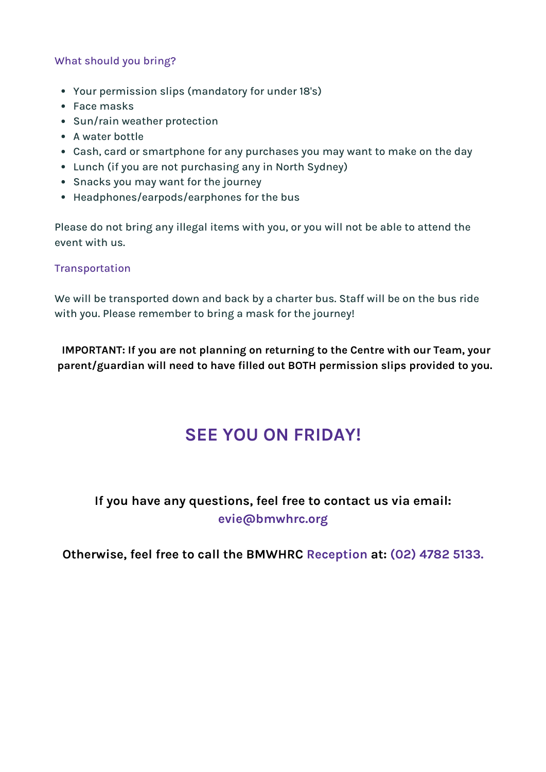### What should you bring?

- Your permission slips (mandatory for under 18's)
- Face masks
- Sun/rain weather protection
- A water bottle
- Cash, card or smartphone for any purchases you may want to make on the day
- Lunch (if you are not purchasing any in North Sydney)
- Snacks you may want for the journey
- Headphones/earpods/earphones for the bus

Please do not bring any illegal items with you, or you will not be able to attend the event with us.

### Transportation

We will be transported down and back by a charter bus. Staff will be on the bus ride with you. Please remember to bring a mask for the journey!

**IMPORTANT: If you are not planning on returning to the Centre with our Team, your parent/guardian will need to have filled out BOTH permission slips provided to you.**

## SEE YOU ON FRIDAY!

**If you have any questions, feel free to contact us via email:**
**evie@bmwhrc.org**

**Otherwise, feel free to call the BMWHRC Reception at: (02) 4782 5133.**